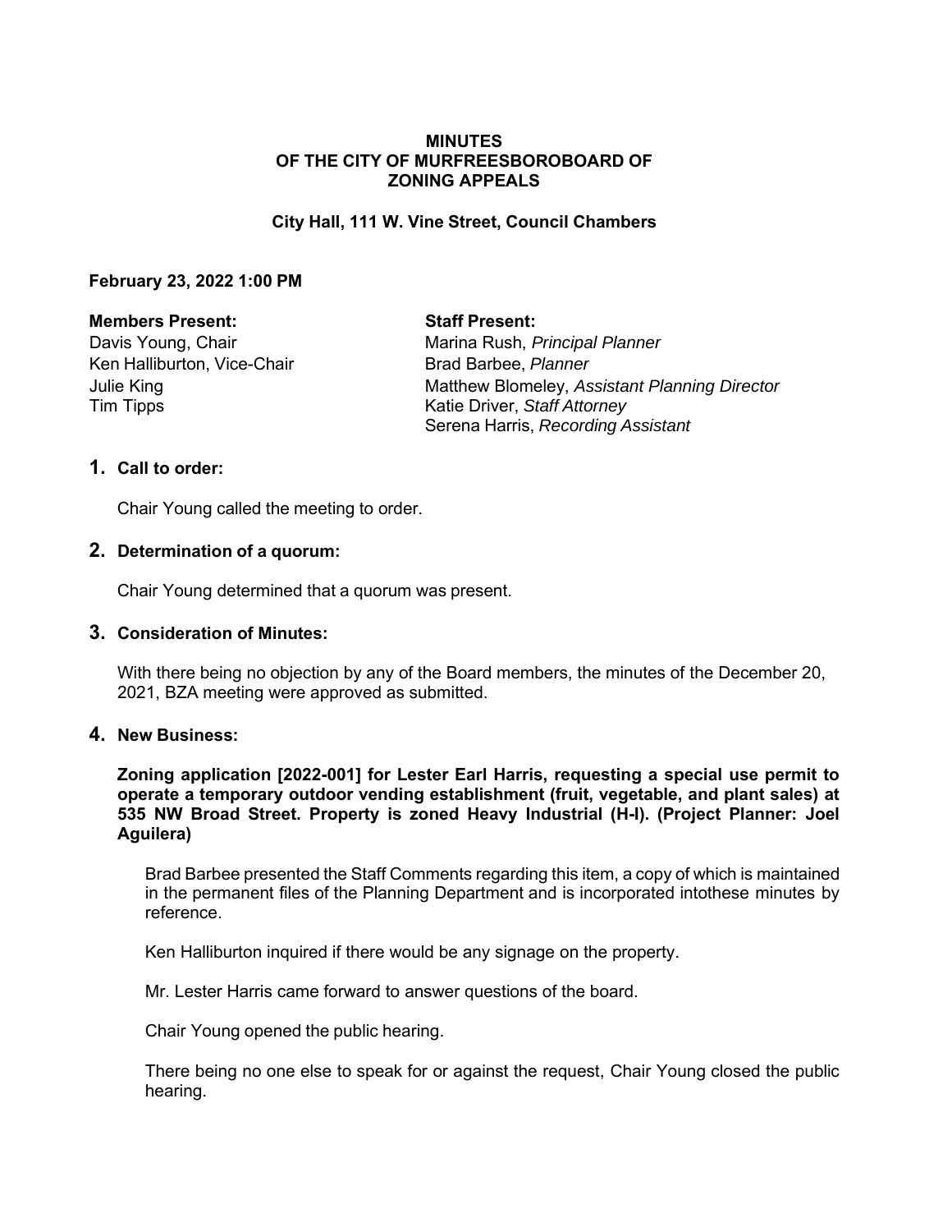# MINUTES
# OF THE CITY OF MURFREESBOROBOARD OF ZONING APPEALS

**City Hall, 111 W. Vine Street, Council Chambers**

**February 23, 2022 1:00 PM**

| **Members Present:** | **Staff Present:** |
|---|---|
| Davis Young, Chair | Marina Rush, *Principal Planner* |
| Ken Halliburton, Vice-Chair | Brad Barbee, *Planner* |
| Julie King | Matthew Blomeley, *Assistant Planning Director* |
| Tim Tipps | Katie Driver, *Staff Attorney* |
| | Serena Harris, *Recording Assistant* |

## 1. Call to order:

Chair Young called the meeting to order.

## 2. Determination of a quorum:

Chair Young determined that a quorum was present.

## 3. Consideration of Minutes:

With there being no objection by any of the Board members, the minutes of the December 20, 2021, BZA meeting were approved as submitted.

## 4. New Business:

**Zoning application [2022-001] for Lester Earl Harris, requesting a special use permit to operate a temporary outdoor vending establishment (fruit, vegetable, and plant sales) at 535 NW Broad Street. Property is zoned Heavy Industrial (H-I). (Project Planner: Joel Aguilera)**

Brad Barbee presented the Staff Comments regarding this item, a copy of which is maintained in the permanent files of the Planning Department and is incorporated intothese minutes by reference.

Ken Halliburton inquired if there would be any signage on the property.

Mr. Lester Harris came forward to answer questions of the board.

Chair Young opened the public hearing.

There being no one else to speak for or against the request, Chair Young closed the public hearing.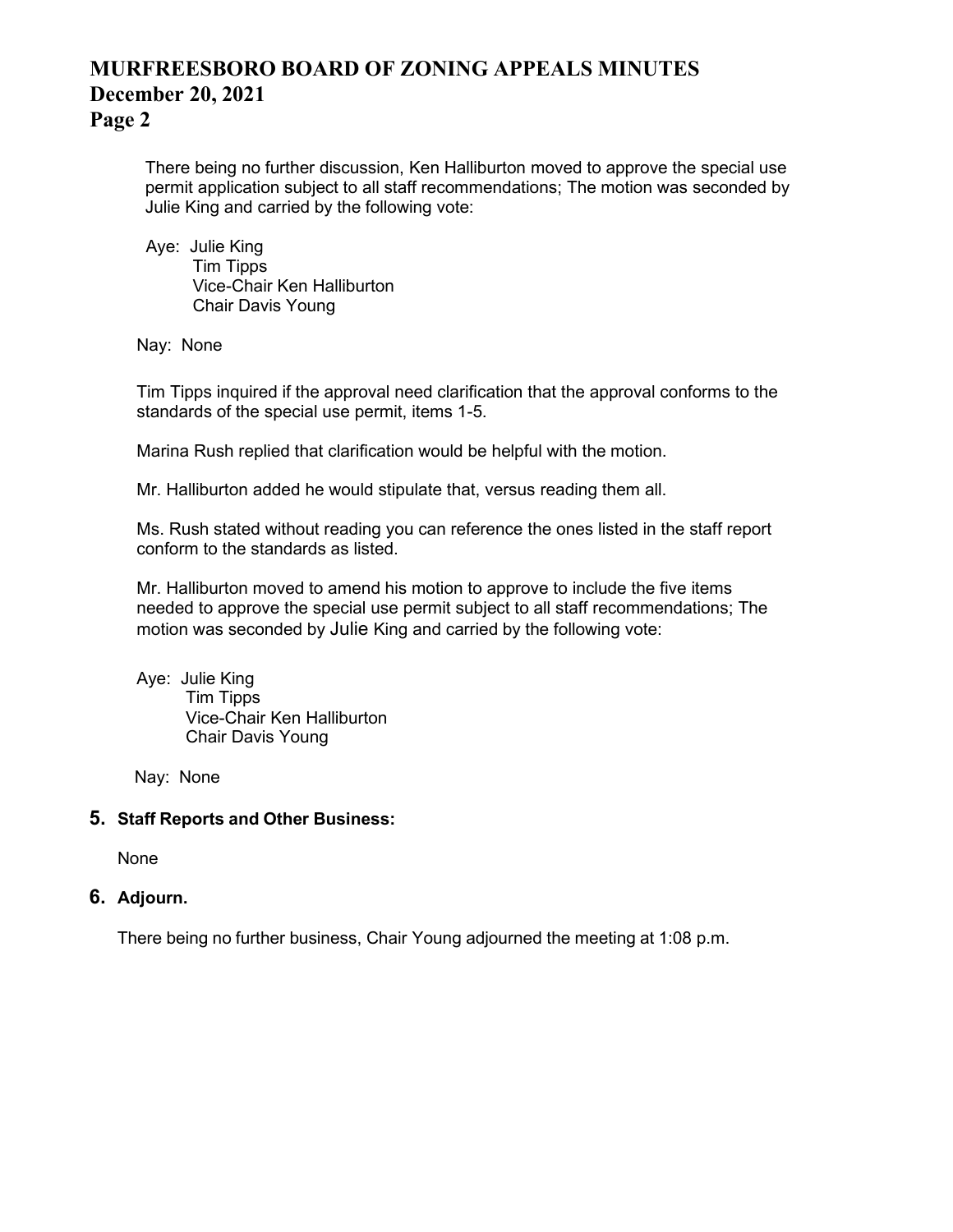There being no further discussion, Ken Halliburton moved to approve the special use permit application subject to all staff recommendations; The motion was seconded by Julie King and carried by the following vote:

Aye: Julie King
Tim Tipps
Vice-Chair Ken Halliburton
Chair Davis Young

Nay: None

Tim Tipps inquired if the approval need clarification that the approval conforms to the standards of the special use permit, items 1-5.

Marina Rush replied that clarification would be helpful with the motion.

Mr. Halliburton added he would stipulate that, versus reading them all.

Ms. Rush stated without reading you can reference the ones listed in the staff report conform to the standards as listed.

Mr. Halliburton moved to amend his motion to approve to include the five items needed to approve the special use permit subject to all staff recommendations; The motion was seconded by Julie King and carried by the following vote:

Aye: Julie King
Tim Tipps
Vice-Chair Ken Halliburton
Chair Davis Young

Nay: None

## 5. Staff Reports and Other Business:

None

## 6. Adjourn.

There being no further business, Chair Young adjourned the meeting at 1:08 p.m.